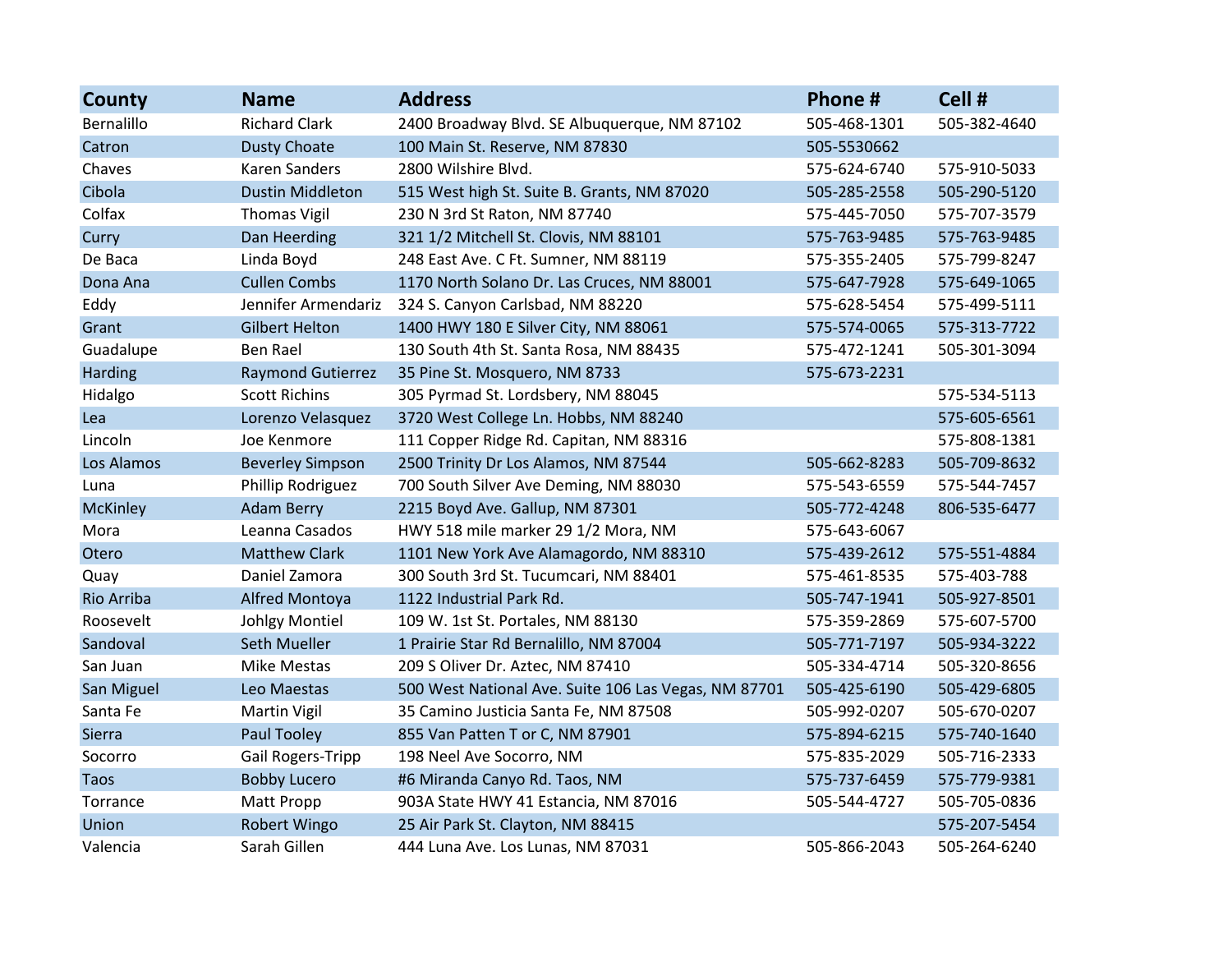| County | Name | Address | Phone # | Cell # |
|---|---|---|---|---|
| Bernalillo | Richard Clark | 2400 Broadway Blvd. SE Albuquerque, NM 87102 | 505-468-1301 | 505-382-4640 |
| Catron | Dusty Choate | 100 Main St. Reserve, NM 87830 | 505-5530662 | |
| Chaves | Karen Sanders | 2800 Wilshire Blvd. | 575-624-6740 | 575-910-5033 |
| Cibola | Dustin Middleton | 515 West high St. Suite B. Grants, NM 87020 | 505-285-2558 | 505-290-5120 |
| Colfax | Thomas Vigil | 230 N 3rd St Raton, NM 87740 | 575-445-7050 | 575-707-3579 |
| Curry | Dan Heerding | 321 1/2 Mitchell St. Clovis, NM 88101 | 575-763-9485 | 575-763-9485 |
| De Baca | Linda Boyd | 248 East Ave. C Ft. Sumner, NM 88119 | 575-355-2405 | 575-799-8247 |
| Dona Ana | Cullen Combs | 1170 North Solano Dr. Las Cruces, NM 88001 | 575-647-7928 | 575-649-1065 |
| Eddy | Jennifer Armendariz | 324 S. Canyon Carlsbad, NM 88220 | 575-628-5454 | 575-499-5111 |
| Grant | Gilbert Helton | 1400 HWY 180 E Silver City, NM 88061 | 575-574-0065 | 575-313-7722 |
| Guadalupe | Ben Rael | 130 South 4th St. Santa Rosa, NM 88435 | 575-472-1241 | 505-301-3094 |
| Harding | Raymond Gutierrez | 35 Pine St. Mosquero, NM 8733 | 575-673-2231 | |
| Hidalgo | Scott Richins | 305 Pyrmad St. Lordsbery, NM 88045 | | 575-534-5113 |
| Lea | Lorenzo Velasquez | 3720 West College Ln. Hobbs, NM 88240 | | 575-605-6561 |
| Lincoln | Joe Kenmore | 111 Copper Ridge Rd. Capitan, NM 88316 | | 575-808-1381 |
| Los Alamos | Beverley Simpson | 2500 Trinity Dr Los Alamos, NM 87544 | 505-662-8283 | 505-709-8632 |
| Luna | Phillip Rodriguez | 700 South Silver Ave Deming, NM 88030 | 575-543-6559 | 575-544-7457 |
| McKinley | Adam Berry | 2215 Boyd Ave. Gallup, NM 87301 | 505-772-4248 | 806-535-6477 |
| Mora | Leanna Casados | HWY 518 mile marker 29 1/2 Mora, NM | 575-643-6067 | |
| Otero | Matthew Clark | 1101 New York Ave Alamagordo, NM 88310 | 575-439-2612 | 575-551-4884 |
| Quay | Daniel Zamora | 300 South 3rd St. Tucumcari, NM 88401 | 575-461-8535 | 575-403-788 |
| Rio Arriba | Alfred Montoya | 1122 Industrial Park Rd. | 505-747-1941 | 505-927-8501 |
| Roosevelt | Johlgy Montiel | 109 W. 1st St. Portales, NM 88130 | 575-359-2869 | 575-607-5700 |
| Sandoval | Seth Mueller | 1 Prairie Star Rd Bernalillo, NM 87004 | 505-771-7197 | 505-934-3222 |
| San Juan | Mike Mestas | 209 S Oliver Dr. Aztec, NM 87410 | 505-334-4714 | 505-320-8656 |
| San Miguel | Leo Maestas | 500 West National Ave. Suite 106 Las Vegas, NM 87701 | 505-425-6190 | 505-429-6805 |
| Santa Fe | Martin Vigil | 35 Camino Justicia Santa Fe, NM 87508 | 505-992-0207 | 505-670-0207 |
| Sierra | Paul Tooley | 855 Van Patten T or C, NM 87901 | 575-894-6215 | 575-740-1640 |
| Socorro | Gail Rogers-Tripp | 198 Neel Ave Socorro, NM | 575-835-2029 | 505-716-2333 |
| Taos | Bobby Lucero | #6 Miranda Canyo Rd. Taos, NM | 575-737-6459 | 575-779-9381 |
| Torrance | Matt Propp | 903A State HWY 41 Estancia, NM 87016 | 505-544-4727 | 505-705-0836 |
| Union | Robert Wingo | 25 Air Park St. Clayton, NM 88415 | | 575-207-5454 |
| Valencia | Sarah Gillen | 444 Luna Ave. Los Lunas, NM 87031 | 505-866-2043 | 505-264-6240 |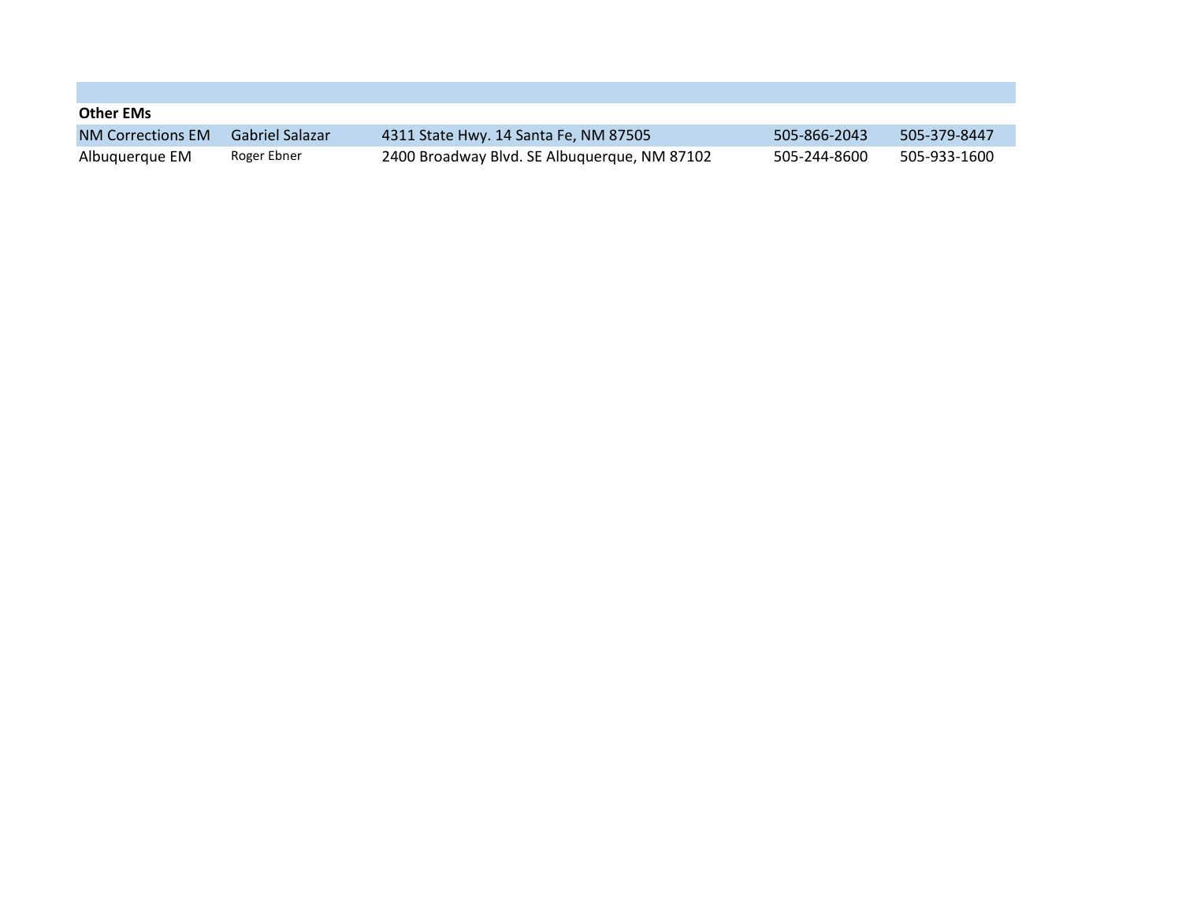**Other EMs**

| | | | | |
|---|---|---|---|---|
| NM Corrections EM | Gabriel Salazar | 4311 State Hwy. 14 Santa Fe, NM 87505 | 505-866-2043 | 505-379-8447 |
| Albuquerque EM | Roger Ebner | 2400 Broadway Blvd. SE Albuquerque, NM 87102 | 505-244-8600 | 505-933-1600 |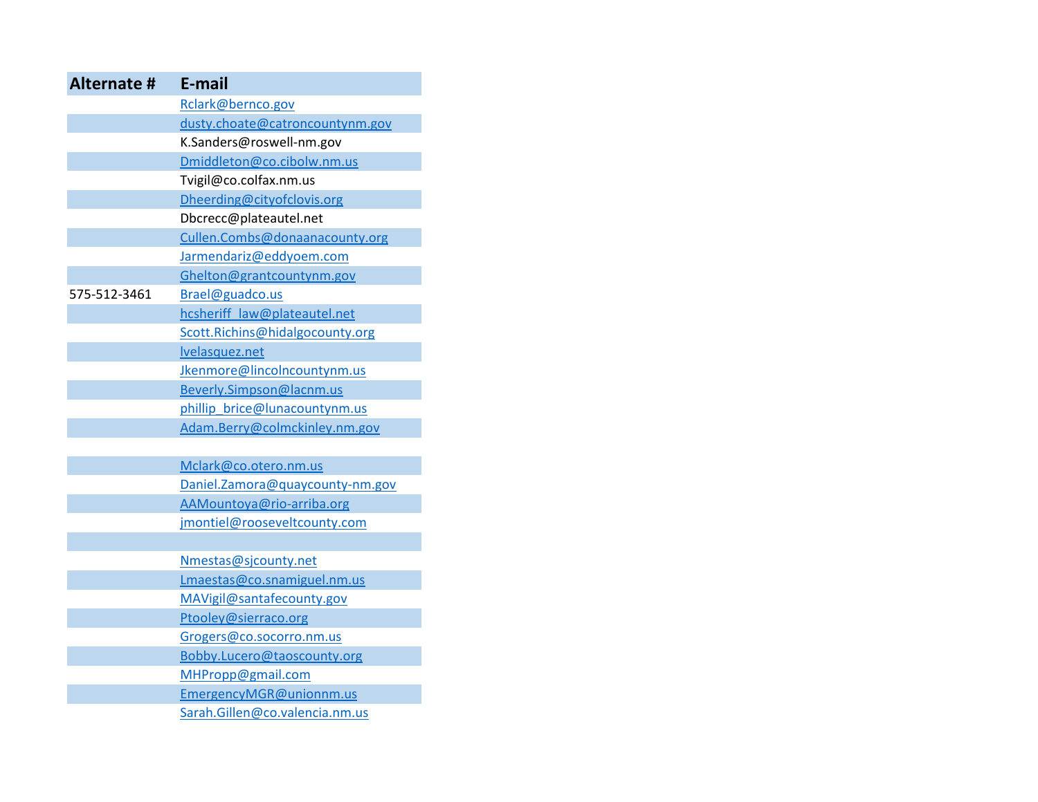| Alternate # | E-mail |
|---|---|
| | Rclark@bernco.gov |
| | dusty.choate@catroncountynm.gov |
| | K.Sanders@roswell-nm.gov |
| | Dmiddleton@co.cibolw.nm.us |
| | Tvigil@co.colfax.nm.us |
| | Dheerding@cityofclovis.org |
| | Dbcrecc@plateautel.net |
| | Cullen.Combs@donaanacounty.org |
| | Jarmendariz@eddyoem.com |
| | Ghelton@grantcountynm.gov |
| 575-512-3461 | Brael@guadco.us |
| | hcsheriff_law@plateautel.net |
| | Scott.Richins@hidalgocounty.org |
| | lvelasquez.net |
| | Jkenmore@lincolncountynm.us |
| | Beverly.Simpson@lacnm.us |
| | phillip_brice@lunacountynm.us |
| | Adam.Berry@colmckinley.nm.gov |
| | |
| | Mclark@co.otero.nm.us |
| | Daniel.Zamora@quaycounty-nm.gov |
| | AAMountoya@rio-arriba.org |
| | jmontiel@rooseveltcounty.com |
| | |
| | Nmestas@sjcounty.net |
| | Lmaestas@co.snamiguel.nm.us |
| | MAVigil@santafecounty.gov |
| | Ptooley@sierraco.org |
| | Grogers@co.socorro.nm.us |
| | Bobby.Lucero@taoscounty.org |
| | MHPropp@gmail.com |
| | EmergencyMGR@unionnm.us |
| | Sarah.Gillen@co.valencia.nm.us |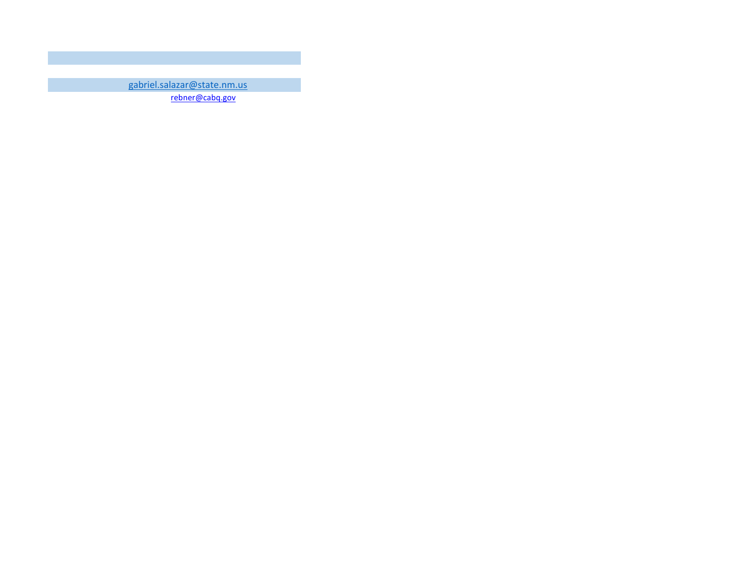gabriel.salazar@state.nm.us

rebner@cabq.gov